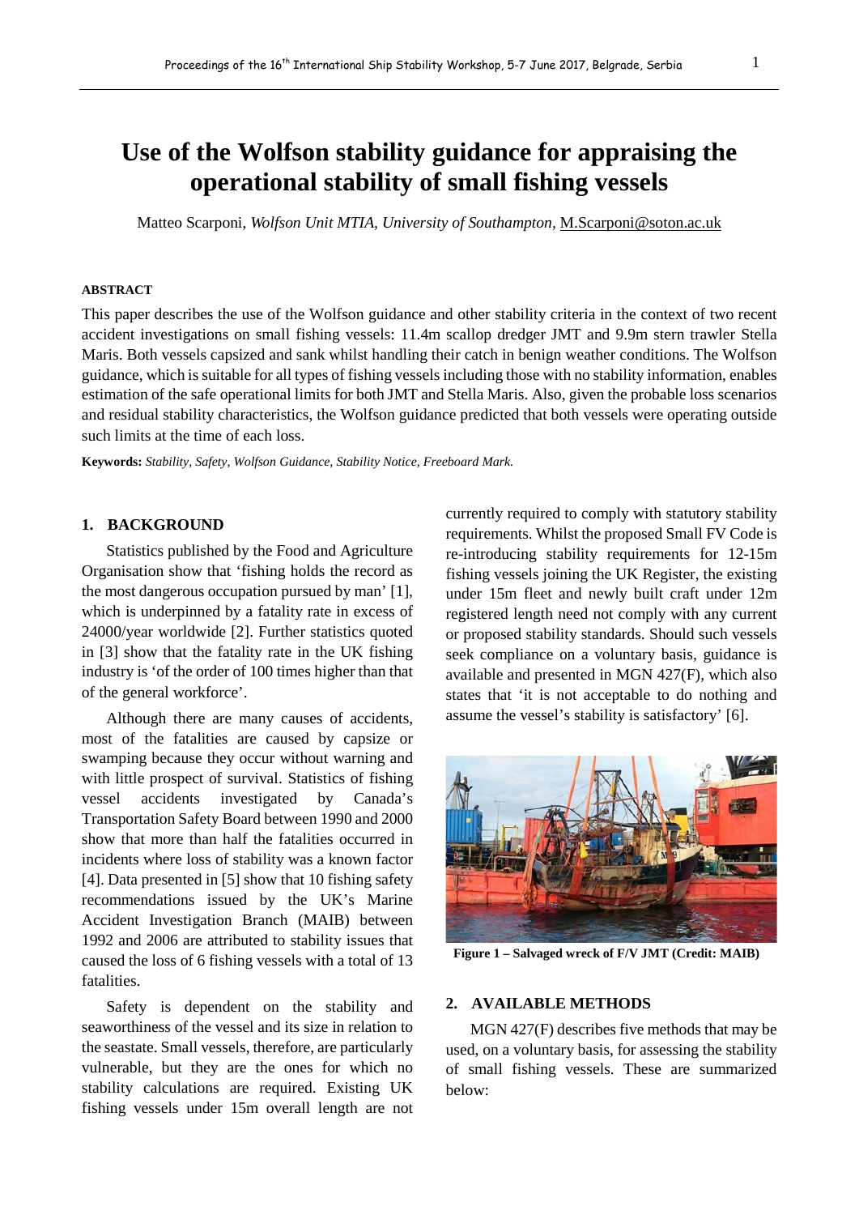# Use of the Wolfson stability guidance for appraising the operational stability of small fishing vessels

Matteo Scarponi, *Wolfson Unit MTIA, University of Southampton*, M.Scarponi@soton.ac.uk

**ABSTRACT**

This paper describes the use of the Wolfson guidance and other stability criteria in the context of two recent accident investigations on small fishing vessels: 11.4m scallop dredger JMT and 9.9m stern trawler Stella Maris. Both vessels capsized and sank whilst handling their catch in benign weather conditions. The Wolfson guidance, which is suitable for all types of fishing vessels including those with no stability information, enables estimation of the safe operational limits for both JMT and Stella Maris. Also, given the probable loss scenarios and residual stability characteristics, the Wolfson guidance predicted that both vessels were operating outside such limits at the time of each loss.

**Keywords:** *Stability, Safety, Wolfson Guidance, Stability Notice, Freeboard Mark.*

## 1. BACKGROUND

Statistics published by the Food and Agriculture Organisation show that 'fishing holds the record as the most dangerous occupation pursued by man' [1], which is underpinned by a fatality rate in excess of 24000/year worldwide [2]. Further statistics quoted in [3] show that the fatality rate in the UK fishing industry is 'of the order of 100 times higher than that of the general workforce'.

Although there are many causes of accidents, most of the fatalities are caused by capsize or swamping because they occur without warning and with little prospect of survival. Statistics of fishing vessel accidents investigated by Canada's Transportation Safety Board between 1990 and 2000 show that more than half the fatalities occurred in incidents where loss of stability was a known factor [4]. Data presented in [5] show that 10 fishing safety recommendations issued by the UK's Marine Accident Investigation Branch (MAIB) between 1992 and 2006 are attributed to stability issues that caused the loss of 6 fishing vessels with a total of 13 fatalities.

Safety is dependent on the stability and seaworthiness of the vessel and its size in relation to the seastate. Small vessels, therefore, are particularly vulnerable, but they are the ones for which no stability calculations are required. Existing UK fishing vessels under 15m overall length are not currently required to comply with statutory stability requirements. Whilst the proposed Small FV Code is re-introducing stability requirements for 12-15m fishing vessels joining the UK Register, the existing under 15m fleet and newly built craft under 12m registered length need not comply with any current or proposed stability standards. Should such vessels seek compliance on a voluntary basis, guidance is available and presented in MGN 427(F), which also states that 'it is not acceptable to do nothing and assume the vessel's stability is satisfactory' [6].

**Figure 1 – Salvaged wreck of F/V JMT (Credit: MAIB)**

## 2. AVAILABLE METHODS

MGN 427(F) describes five methods that may be used, on a voluntary basis, for assessing the stability of small fishing vessels. These are summarized below: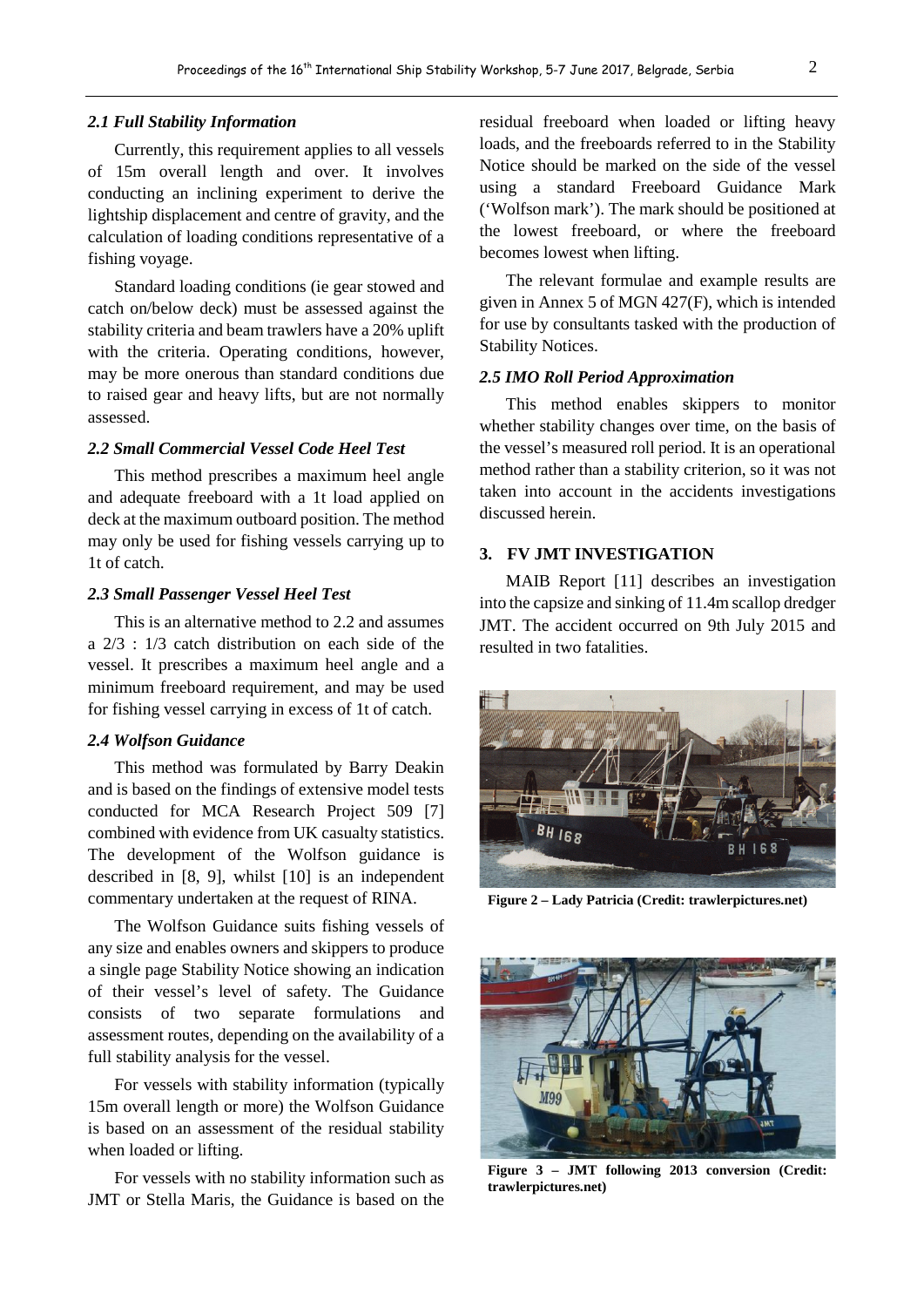### 2.1 Full Stability Information

Currently, this requirement applies to all vessels of 15m overall length and over. It involves conducting an inclining experiment to derive the lightship displacement and centre of gravity, and the calculation of loading conditions representative of a fishing voyage.

Standard loading conditions (ie gear stowed and catch on/below deck) must be assessed against the stability criteria and beam trawlers have a 20% uplift with the criteria. Operating conditions, however, may be more onerous than standard conditions due to raised gear and heavy lifts, but are not normally assessed.

### 2.2 Small Commercial Vessel Code Heel Test

This method prescribes a maximum heel angle and adequate freeboard with a 1t load applied on deck at the maximum outboard position. The method may only be used for fishing vessels carrying up to 1t of catch.

### 2.3 Small Passenger Vessel Heel Test

This is an alternative method to 2.2 and assumes a 2/3 : 1/3 catch distribution on each side of the vessel. It prescribes a maximum heel angle and a minimum freeboard requirement, and may be used for fishing vessel carrying in excess of 1t of catch.

### 2.4 Wolfson Guidance

This method was formulated by Barry Deakin and is based on the findings of extensive model tests conducted for MCA Research Project 509 [7] combined with evidence from UK casualty statistics. The development of the Wolfson guidance is described in [8, 9], whilst [10] is an independent commentary undertaken at the request of RINA.

The Wolfson Guidance suits fishing vessels of any size and enables owners and skippers to produce a single page Stability Notice showing an indication of their vessel's level of safety. The Guidance consists of two separate formulations and assessment routes, depending on the availability of a full stability analysis for the vessel.

For vessels with stability information (typically 15m overall length or more) the Wolfson Guidance is based on an assessment of the residual stability when loaded or lifting.

For vessels with no stability information such as JMT or Stella Maris, the Guidance is based on the residual freeboard when loaded or lifting heavy loads, and the freeboards referred to in the Stability Notice should be marked on the side of the vessel using a standard Freeboard Guidance Mark ('Wolfson mark'). The mark should be positioned at the lowest freeboard, or where the freeboard becomes lowest when lifting.

The relevant formulae and example results are given in Annex 5 of MGN 427(F), which is intended for use by consultants tasked with the production of Stability Notices.

### 2.5 IMO Roll Period Approximation

This method enables skippers to monitor whether stability changes over time, on the basis of the vessel's measured roll period. It is an operational method rather than a stability criterion, so it was not taken into account in the accidents investigations discussed herein.

## 3. FV JMT INVESTIGATION

MAIB Report [11] describes an investigation into the capsize and sinking of 11.4m scallop dredger JMT. The accident occurred on 9th July 2015 and resulted in two fatalities.

**Figure 2 – Lady Patricia (Credit: trawlerpictures.net)**

**Figure 3 – JMT following 2013 conversion (Credit: trawlerpictures.net)**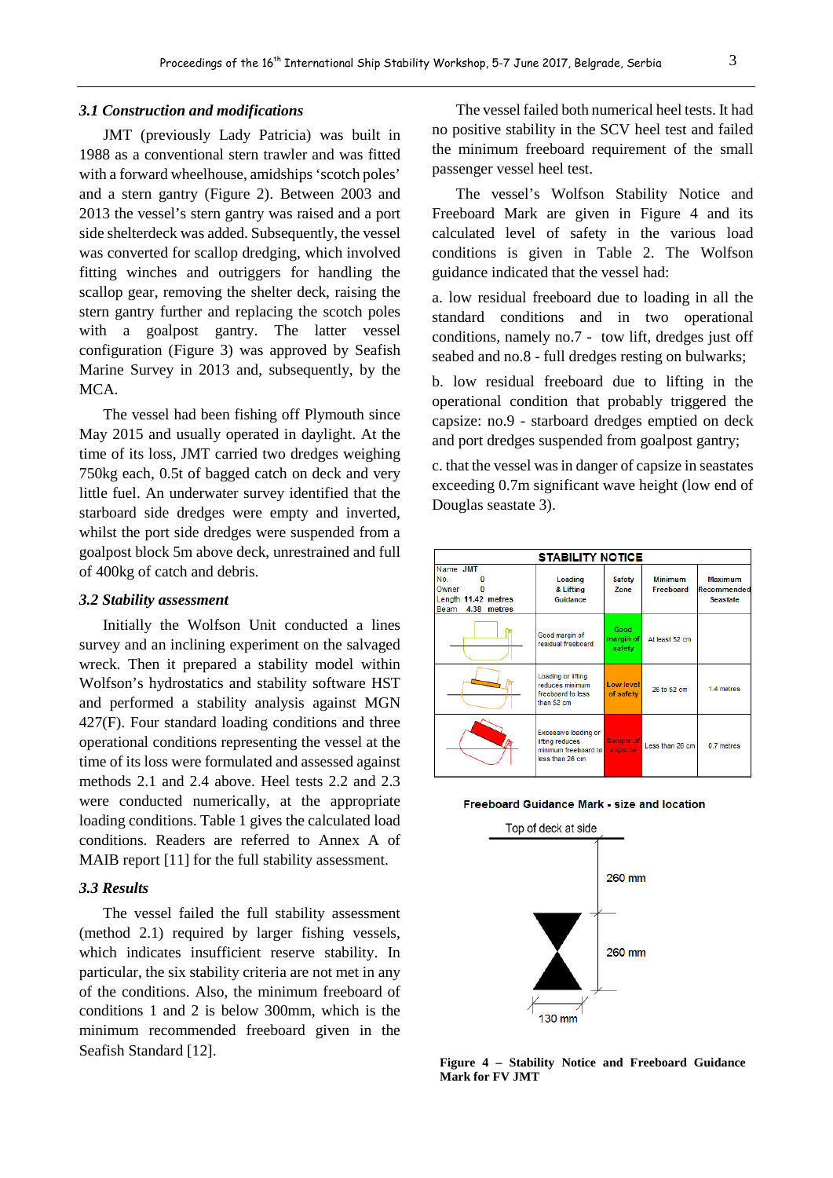### 3.1 Construction and modifications

JMT (previously Lady Patricia) was built in 1988 as a conventional stern trawler and was fitted with a forward wheelhouse, amidships 'scotch poles' and a stern gantry (Figure 2). Between 2003 and 2013 the vessel's stern gantry was raised and a port side shelterdeck was added. Subsequently, the vessel was converted for scallop dredging, which involved fitting winches and outriggers for handling the scallop gear, removing the shelter deck, raising the stern gantry further and replacing the scotch poles with a goalpost gantry. The latter vessel configuration (Figure 3) was approved by Seafish Marine Survey in 2013 and, subsequently, by the MCA.

The vessel had been fishing off Plymouth since May 2015 and usually operated in daylight. At the time of its loss, JMT carried two dredges weighing 750kg each, 0.5t of bagged catch on deck and very little fuel. An underwater survey identified that the starboard side dredges were empty and inverted, whilst the port side dredges were suspended from a goalpost block 5m above deck, unrestrained and full of 400kg of catch and debris.

### 3.2 Stability assessment

Initially the Wolfson Unit conducted a lines survey and an inclining experiment on the salvaged wreck. Then it prepared a stability model within Wolfson's hydrostatics and stability software HST and performed a stability analysis against MGN 427(F). Four standard loading conditions and three operational conditions representing the vessel at the time of its loss were formulated and assessed against methods 2.1 and 2.4 above. Heel tests 2.2 and 2.3 were conducted numerically, at the appropriate loading conditions. Table 1 gives the calculated load conditions. Readers are referred to Annex A of MAIB report [11] for the full stability assessment.

### 3.3 Results

The vessel failed the full stability assessment (method 2.1) required by larger fishing vessels, which indicates insufficient reserve stability. In particular, the six stability criteria are not met in any of the conditions. Also, the minimum freeboard of conditions 1 and 2 is below 300mm, which is the minimum recommended freeboard given in the Seafish Standard [12].

The vessel failed both numerical heel tests. It had no positive stability in the SCV heel test and failed the minimum freeboard requirement of the small passenger vessel heel test.

The vessel's Wolfson Stability Notice and Freeboard Mark are given in Figure 4 and its calculated level of safety in the various load conditions is given in Table 2. The Wolfson guidance indicated that the vessel had:

a. low residual freeboard due to loading in all the standard conditions and in two operational conditions, namely no.7 - tow lift, dredges just off seabed and no.8 - full dredges resting on bulwarks;

b. low residual freeboard due to lifting in the operational condition that probably triggered the capsize: no.9 - starboard dredges emptied on deck and port dredges suspended from goalpost gantry;

c. that the vessel was in danger of capsize in seastates exceeding 0.7m significant wave height (low end of Douglas seastate 3).

**STABILITY NOTICE**

| Name JMT<br>No. 0<br>Owner 0<br>Length 11.42 metres<br>Beam 4.38 metres | Loading & Lifting Guidance | Safety Zone | Minimum Freeboard | Maximum Recommended Seastate |
|---|---|---|---|---|
| | Good margin of residual freeboard | Good margin of safety | At least 52 cm | |
| | Loading or lifting reduces minimum freeboard to less than 52 cm | Low level of safety | 26 to 52 cm | 1.4 metres |
| | Excessive loading or lifting reduces minimum freeboard to less than 26 cm | Danger of capsize | Less than 26 cm | 0.7 metres |

**Freeboard Guidance Mark - size and location**

Top of deck at side — 260 mm — 260 mm — 130 mm

**Figure 4 – Stability Notice and Freeboard Guidance Mark for FV JMT**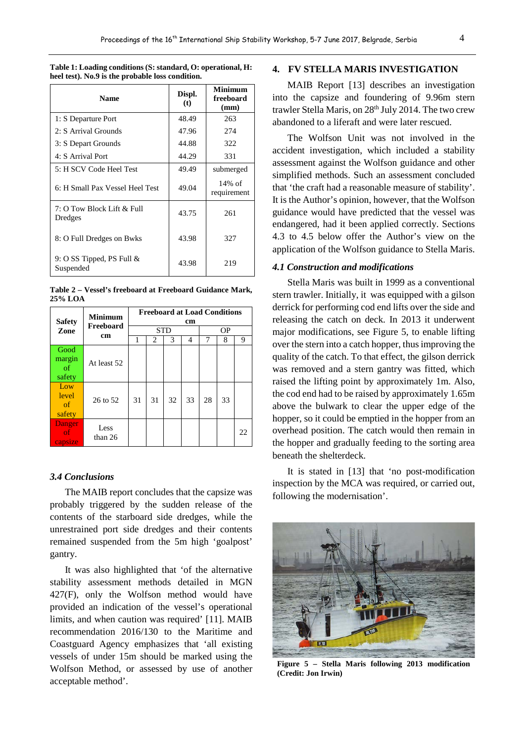**Table 1: Loading conditions (S: standard, O: operational, H: heel test). No.9 is the probable loss condition.**

| Name | Displ. (t) | Minimum freeboard (mm) |
|---|---|---|
| 1: S Departure Port | 48.49 | 263 |
| 2: S Arrival Grounds | 47.96 | 274 |
| 3: S Depart Grounds | 44.88 | 322 |
| 4: S Arrival Port | 44.29 | 331 |
| 5: H SCV Code Heel Test | 49.49 | submerged |
| 6: H Small Pax Vessel Heel Test | 49.04 | 14% of requirement |
| 7: O Tow Block Lift & Full Dredges | 43.75 | 261 |
| 8: O Full Dredges on Bwks | 43.98 | 327 |
| 9: O SS Tipped, PS Full & Suspended | 43.98 | 219 |

**Table 2 – Vessel's freeboard at Freeboard Guidance Mark, 25% LOA**

| Safety Zone | Minimum Freeboard cm | Freeboard at Load Conditions cm | | | | | | |
|---|---|---|---|---|---|---|---|---|
| | | STD | | | | OP | | |
| | | 1 | 2 | 3 | 4 | 7 | 8 | 9 |
| Good margin of safety | At least 52 | | | | | | | |
| Low level of safety | 26 to 52 | 31 | 31 | 32 | 33 | 28 | 33 | |
| Danger of capsize | Less than 26 | | | | | | | 22 |

### 3.4 Conclusions

The MAIB report concludes that the capsize was probably triggered by the sudden release of the contents of the starboard side dredges, while the unrestrained port side dredges and their contents remained suspended from the 5m high 'goalpost' gantry.

It was also highlighted that 'of the alternative stability assessment methods detailed in MGN 427(F), only the Wolfson method would have provided an indication of the vessel's operational limits, and when caution was required' [11]. MAIB recommendation 2016/130 to the Maritime and Coastguard Agency emphasizes that 'all existing vessels of under 15m should be marked using the Wolfson Method, or assessed by use of another acceptable method'.

## 4. FV STELLA MARIS INVESTIGATION

MAIB Report [13] describes an investigation into the capsize and foundering of 9.96m stern trawler Stella Maris, on 28th July 2014. The two crew abandoned to a liferaft and were later rescued.

The Wolfson Unit was not involved in the accident investigation, which included a stability assessment against the Wolfson guidance and other simplified methods. Such an assessment concluded that 'the craft had a reasonable measure of stability'. It is the Author's opinion, however, that the Wolfson guidance would have predicted that the vessel was endangered, had it been applied correctly. Sections 4.3 to 4.5 below offer the Author's view on the application of the Wolfson guidance to Stella Maris.

### 4.1 Construction and modifications

Stella Maris was built in 1999 as a conventional stern trawler. Initially, it was equipped with a gilson derrick for performing cod end lifts over the side and releasing the catch on deck. In 2013 it underwent major modifications, see Figure 5, to enable lifting over the stern into a catch hopper, thus improving the quality of the catch. To that effect, the gilson derrick was removed and a stern gantry was fitted, which raised the lifting point by approximately 1m. Also, the cod end had to be raised by approximately 1.65m above the bulwark to clear the upper edge of the hopper, so it could be emptied in the hopper from an overhead position. The catch would then remain in the hopper and gradually feeding to the sorting area beneath the shelterdeck.

It is stated in [13] that 'no post-modification inspection by the MCA was required, or carried out, following the modernisation'.

**Figure 5 – Stella Maris following 2013 modification (Credit: Jon Irwin)**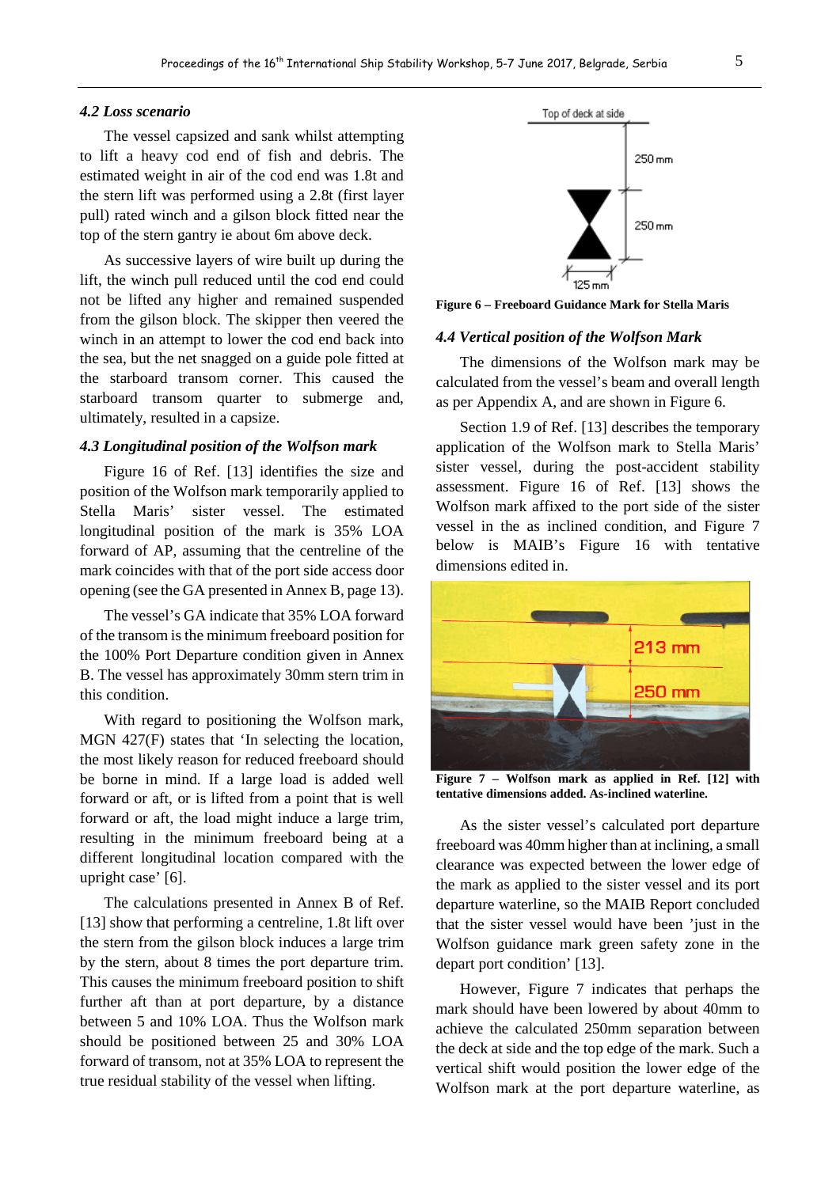### 4.2 Loss scenario

The vessel capsized and sank whilst attempting to lift a heavy cod end of fish and debris. The estimated weight in air of the cod end was 1.8t and the stern lift was performed using a 2.8t (first layer pull) rated winch and a gilson block fitted near the top of the stern gantry ie about 6m above deck.

As successive layers of wire built up during the lift, the winch pull reduced until the cod end could not be lifted any higher and remained suspended from the gilson block. The skipper then veered the winch in an attempt to lower the cod end back into the sea, but the net snagged on a guide pole fitted at the starboard transom corner. This caused the starboard transom quarter to submerge and, ultimately, resulted in a capsize.

### 4.3 Longitudinal position of the Wolfson mark

Figure 16 of Ref. [13] identifies the size and position of the Wolfson mark temporarily applied to Stella Maris' sister vessel. The estimated longitudinal position of the mark is 35% LOA forward of AP, assuming that the centreline of the mark coincides with that of the port side access door opening (see the GA presented in Annex B, page 13).

The vessel's GA indicate that 35% LOA forward of the transom is the minimum freeboard position for the 100% Port Departure condition given in Annex B. The vessel has approximately 30mm stern trim in this condition.

With regard to positioning the Wolfson mark, MGN 427(F) states that 'In selecting the location, the most likely reason for reduced freeboard should be borne in mind. If a large load is added well forward or aft, or is lifted from a point that is well forward or aft, the load might induce a large trim, resulting in the minimum freeboard being at a different longitudinal location compared with the upright case' [6].

The calculations presented in Annex B of Ref. [13] show that performing a centreline, 1.8t lift over the stern from the gilson block induces a large trim by the stern, about 8 times the port departure trim. This causes the minimum freeboard position to shift further aft than at port departure, by a distance between 5 and 10% LOA. Thus the Wolfson mark should be positioned between 25 and 30% LOA forward of transom, not at 35% LOA to represent the true residual stability of the vessel when lifting.

Top of deck at side
250 mm
250 mm
125 mm

**Figure 6 – Freeboard Guidance Mark for Stella Maris**

### 4.4 Vertical position of the Wolfson Mark

The dimensions of the Wolfson mark may be calculated from the vessel's beam and overall length as per Appendix A, and are shown in Figure 6.

Section 1.9 of Ref. [13] describes the temporary application of the Wolfson mark to Stella Maris' sister vessel, during the post-accident stability assessment. Figure 16 of Ref. [13] shows the Wolfson mark affixed to the port side of the sister vessel in the as inclined condition, and Figure 7 below is MAIB's Figure 16 with tentative dimensions edited in.

213 mm
250 mm

**Figure 7 – Wolfson mark as applied in Ref. [12] with tentative dimensions added. As-inclined waterline.**

As the sister vessel's calculated port departure freeboard was 40mm higher than at inclining, a small clearance was expected between the lower edge of the mark as applied to the sister vessel and its port departure waterline, so the MAIB Report concluded that the sister vessel would have been 'just in the Wolfson guidance mark green safety zone in the depart port condition' [13].

However, Figure 7 indicates that perhaps the mark should have been lowered by about 40mm to achieve the calculated 250mm separation between the deck at side and the top edge of the mark. Such a vertical shift would position the lower edge of the Wolfson mark at the port departure waterline, as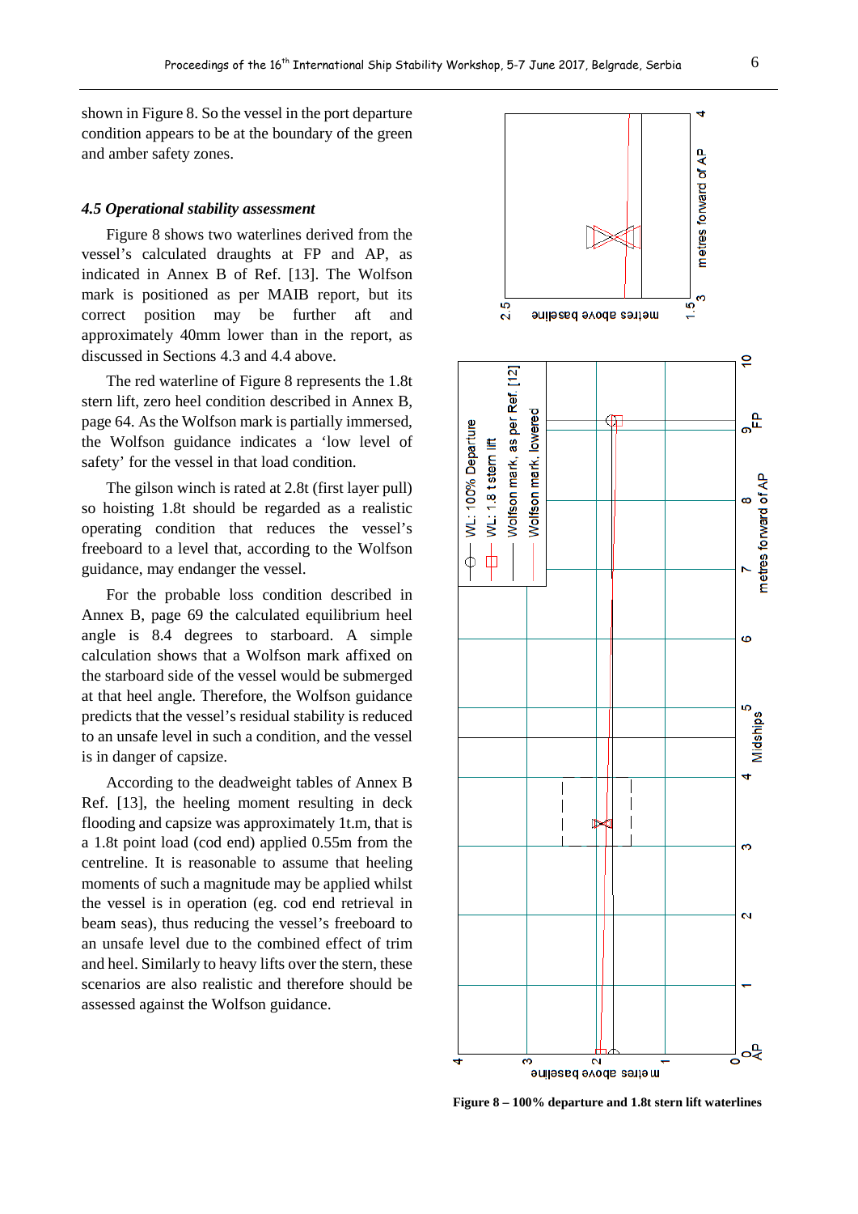shown in Figure 8. So the vessel in the port departure condition appears to be at the boundary of the green and amber safety zones.

### *4.5 Operational stability assessment*

Figure 8 shows two waterlines derived from the vessel's calculated draughts at FP and AP, as indicated in Annex B of Ref. [13]. The Wolfson mark is positioned as per MAIB report, but its correct position may be further aft and approximately 40mm lower than in the report, as discussed in Sections 4.3 and 4.4 above.

The red waterline of Figure 8 represents the 1.8t stern lift, zero heel condition described in Annex B, page 64. As the Wolfson mark is partially immersed, the Wolfson guidance indicates a 'low level of safety' for the vessel in that load condition.

The gilson winch is rated at 2.8t (first layer pull) so hoisting 1.8t should be regarded as a realistic operating condition that reduces the vessel's freeboard to a level that, according to the Wolfson guidance, may endanger the vessel.

For the probable loss condition described in Annex B, page 69 the calculated equilibrium heel angle is 8.4 degrees to starboard. A simple calculation shows that a Wolfson mark affixed on the starboard side of the vessel would be submerged at that heel angle. Therefore, the Wolfson guidance predicts that the vessel's residual stability is reduced to an unsafe level in such a condition, and the vessel is in danger of capsize.

According to the deadweight tables of Annex B Ref. [13], the heeling moment resulting in deck flooding and capsize was approximately 1t.m, that is a 1.8t point load (cod end) applied 0.55m from the centreline. It is reasonable to assume that heeling moments of such a magnitude may be applied whilst the vessel is in operation (eg. cod end retrieval in beam seas), thus reducing the vessel's freeboard to an unsafe level due to the combined effect of trim and heel. Similarly to heavy lifts over the stern, these scenarios are also realistic and therefore should be assessed against the Wolfson guidance.

**Figure 8 – 100% departure and 1.8t stern lift waterlines**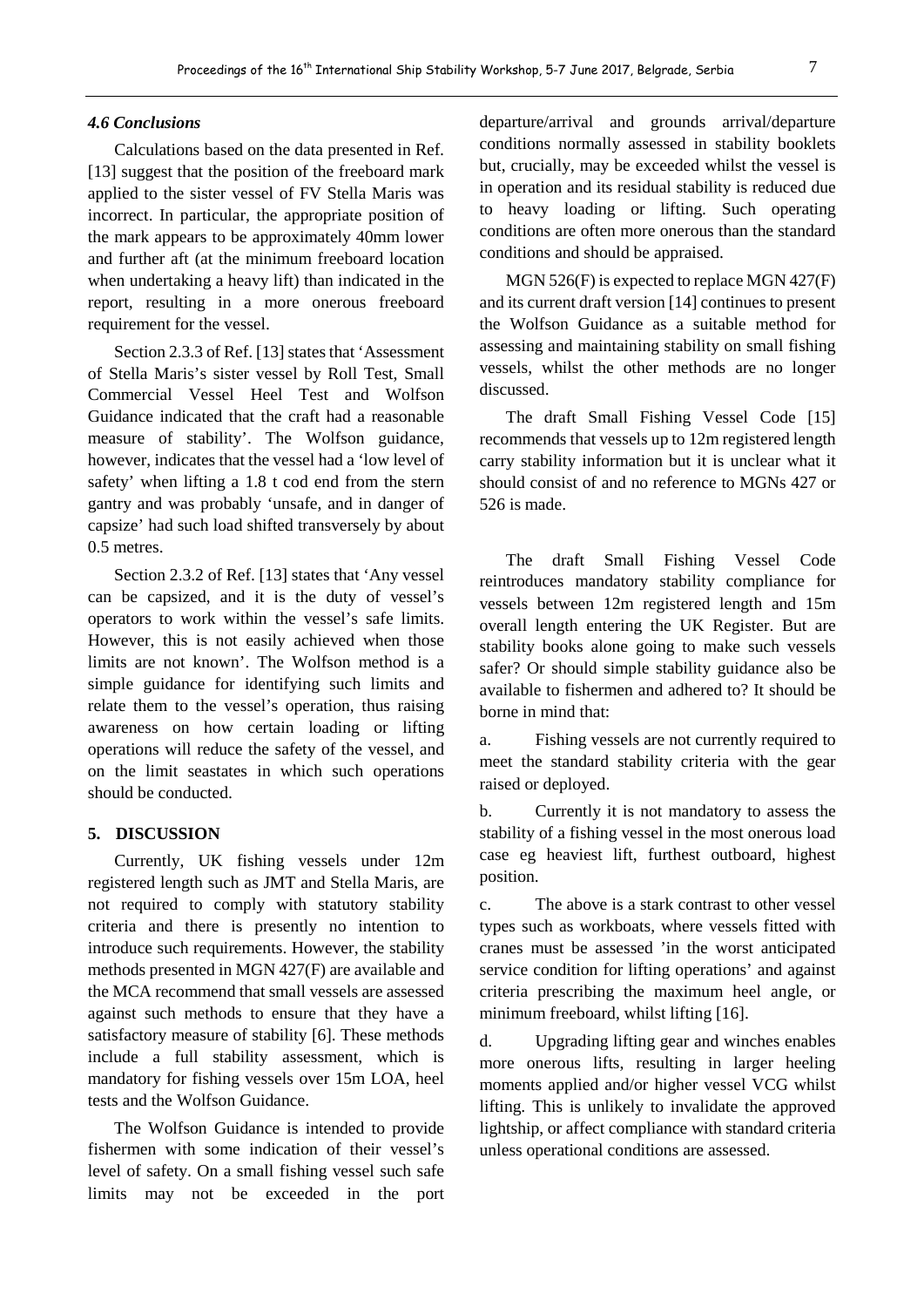### *4.6 Conclusions*

Calculations based on the data presented in Ref. [13] suggest that the position of the freeboard mark applied to the sister vessel of FV Stella Maris was incorrect. In particular, the appropriate position of the mark appears to be approximately 40mm lower and further aft (at the minimum freeboard location when undertaking a heavy lift) than indicated in the report, resulting in a more onerous freeboard requirement for the vessel.

Section 2.3.3 of Ref. [13] states that 'Assessment of Stella Maris's sister vessel by Roll Test, Small Commercial Vessel Heel Test and Wolfson Guidance indicated that the craft had a reasonable measure of stability'. The Wolfson guidance, however, indicates that the vessel had a 'low level of safety' when lifting a 1.8 t cod end from the stern gantry and was probably 'unsafe, and in danger of capsize' had such load shifted transversely by about 0.5 metres.

Section 2.3.2 of Ref. [13] states that 'Any vessel can be capsized, and it is the duty of vessel's operators to work within the vessel's safe limits. However, this is not easily achieved when those limits are not known'. The Wolfson method is a simple guidance for identifying such limits and relate them to the vessel's operation, thus raising awareness on how certain loading or lifting operations will reduce the safety of the vessel, and on the limit seastates in which such operations should be conducted.

## 5. DISCUSSION

Currently, UK fishing vessels under 12m registered length such as JMT and Stella Maris, are not required to comply with statutory stability criteria and there is presently no intention to introduce such requirements. However, the stability methods presented in MGN 427(F) are available and the MCA recommend that small vessels are assessed against such methods to ensure that they have a satisfactory measure of stability [6]. These methods include a full stability assessment, which is mandatory for fishing vessels over 15m LOA, heel tests and the Wolfson Guidance.

The Wolfson Guidance is intended to provide fishermen with some indication of their vessel's level of safety. On a small fishing vessel such safe limits may not be exceeded in the port departure/arrival and grounds arrival/departure conditions normally assessed in stability booklets but, crucially, may be exceeded whilst the vessel is in operation and its residual stability is reduced due to heavy loading or lifting. Such operating conditions are often more onerous than the standard conditions and should be appraised.

MGN 526(F) is expected to replace MGN 427(F) and its current draft version [14] continues to present the Wolfson Guidance as a suitable method for assessing and maintaining stability on small fishing vessels, whilst the other methods are no longer discussed.

The draft Small Fishing Vessel Code [15] recommends that vessels up to 12m registered length carry stability information but it is unclear what it should consist of and no reference to MGNs 427 or 526 is made.

The draft Small Fishing Vessel Code reintroduces mandatory stability compliance for vessels between 12m registered length and 15m overall length entering the UK Register. But are stability books alone going to make such vessels safer? Or should simple stability guidance also be available to fishermen and adhered to? It should be borne in mind that:

a. Fishing vessels are not currently required to meet the standard stability criteria with the gear raised or deployed.

b. Currently it is not mandatory to assess the stability of a fishing vessel in the most onerous load case eg heaviest lift, furthest outboard, highest position.

c. The above is a stark contrast to other vessel types such as workboats, where vessels fitted with cranes must be assessed 'in the worst anticipated service condition for lifting operations' and against criteria prescribing the maximum heel angle, or minimum freeboard, whilst lifting [16].

d. Upgrading lifting gear and winches enables more onerous lifts, resulting in larger heeling moments applied and/or higher vessel VCG whilst lifting. This is unlikely to invalidate the approved lightship, or affect compliance with standard criteria unless operational conditions are assessed.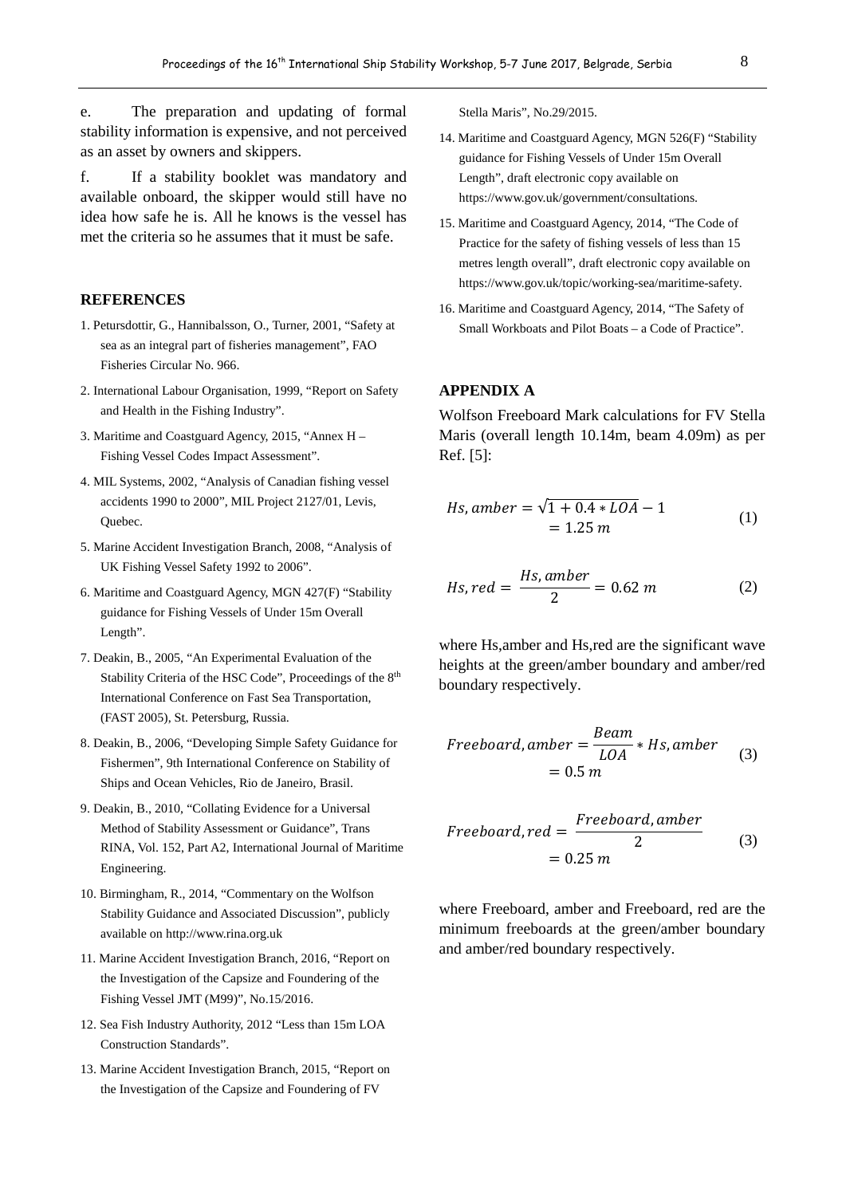e. The preparation and updating of formal stability information is expensive, and not perceived as an asset by owners and skippers.

f. If a stability booklet was mandatory and available onboard, the skipper would still have no idea how safe he is. All he knows is the vessel has met the criteria so he assumes that it must be safe.

## REFERENCES

1. Petursdottir, G., Hannibalsson, O., Turner, 2001, "Safety at sea as an integral part of fisheries management", FAO Fisheries Circular No. 966.
2. International Labour Organisation, 1999, "Report on Safety and Health in the Fishing Industry".
3. Maritime and Coastguard Agency, 2015, "Annex H – Fishing Vessel Codes Impact Assessment".
4. MIL Systems, 2002, "Analysis of Canadian fishing vessel accidents 1990 to 2000", MIL Project 2127/01, Levis, Quebec.
5. Marine Accident Investigation Branch, 2008, "Analysis of UK Fishing Vessel Safety 1992 to 2006".
6. Maritime and Coastguard Agency, MGN 427(F) "Stability guidance for Fishing Vessels of Under 15m Overall Length".
7. Deakin, B., 2005, "An Experimental Evaluation of the Stability Criteria of the HSC Code", Proceedings of the 8th International Conference on Fast Sea Transportation, (FAST 2005), St. Petersburg, Russia.
8. Deakin, B., 2006, "Developing Simple Safety Guidance for Fishermen", 9th International Conference on Stability of Ships and Ocean Vehicles, Rio de Janeiro, Brasil.
9. Deakin, B., 2010, "Collating Evidence for a Universal Method of Stability Assessment or Guidance", Trans RINA, Vol. 152, Part A2, International Journal of Maritime Engineering.
10. Birmingham, R., 2014, "Commentary on the Wolfson Stability Guidance and Associated Discussion", publicly available on http://www.rina.org.uk
11. Marine Accident Investigation Branch, 2016, "Report on the Investigation of the Capsize and Foundering of the Fishing Vessel JMT (M99)", No.15/2016.
12. Sea Fish Industry Authority, 2012 "Less than 15m LOA Construction Standards".
13. Marine Accident Investigation Branch, 2015, "Report on the Investigation of the Capsize and Foundering of FV Stella Maris", No.29/2015.
14. Maritime and Coastguard Agency, MGN 526(F) "Stability guidance for Fishing Vessels of Under 15m Overall Length", draft electronic copy available on https://www.gov.uk/government/consultations.
15. Maritime and Coastguard Agency, 2014, "The Code of Practice for the safety of fishing vessels of less than 15 metres length overall", draft electronic copy available on https://www.gov.uk/topic/working-sea/maritime-safety.
16. Maritime and Coastguard Agency, 2014, "The Safety of Small Workboats and Pilot Boats – a Code of Practice".

## APPENDIX A

Wolfson Freeboard Mark calculations for FV Stella Maris (overall length 10.14m, beam 4.09m) as per Ref. [5]:

$$Hs,amber = \sqrt{1 + 0.4 * LOA} - 1 = 1.25\ m \tag{1}$$

$$Hs,red = \frac{Hs,amber}{2} = 0.62\ m \tag{2}$$

where Hs,amber and Hs,red are the significant wave heights at the green/amber boundary and amber/red boundary respectively.

$$Freeboard,amber = \frac{Beam}{LOA} * Hs,amber = 0.5\ m \tag{3}$$

$$Freeboard,red = \frac{Freeboard,amber}{2} = 0.25\ m \tag{3}$$

where Freeboard, amber and Freeboard, red are the minimum freeboards at the green/amber boundary and amber/red boundary respectively.